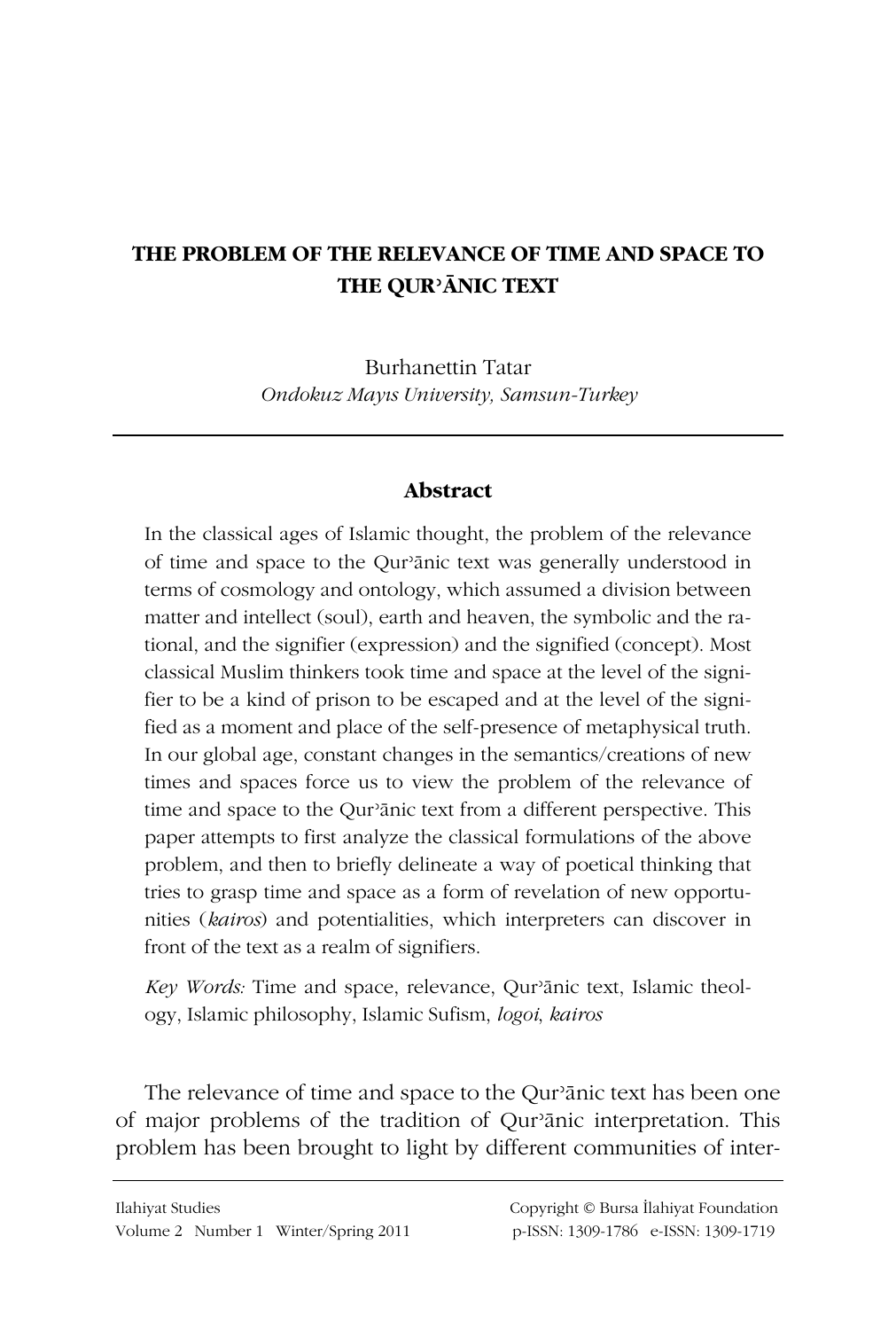# THE PROBLEM OF THE RELEVANCE OF TIME AND SPACE TO THE QURʾĀNIC TEXT

Burhanettin Tatar
*Ondokuz Mayıs University, Samsun-Turkey*

## Abstract

In the classical ages of Islamic thought, the problem of the relevance of time and space to the Qurʾānic text was generally understood in terms of cosmology and ontology, which assumed a division between matter and intellect (soul), earth and heaven, the symbolic and the rational, and the signifier (expression) and the signified (concept). Most classical Muslim thinkers took time and space at the level of the signifier to be a kind of prison to be escaped and at the level of the signified as a moment and place of the self-presence of metaphysical truth. In our global age, constant changes in the semantics/creations of new times and spaces force us to view the problem of the relevance of time and space to the Qurʾānic text from a different perspective. This paper attempts to first analyze the classical formulations of the above problem, and then to briefly delineate a way of poetical thinking that tries to grasp time and space as a form of revelation of new opportunities (*kairos*) and potentialities, which interpreters can discover in front of the text as a realm of signifiers.

*Key Words:* Time and space, relevance, Qurʾānic text, Islamic theology, Islamic philosophy, Islamic Sufism, *logoi*, *kairos*

The relevance of time and space to the Qurʾānic text has been one of major problems of the tradition of Qurʾānic interpretation. This problem has been brought to light by different communities of inter-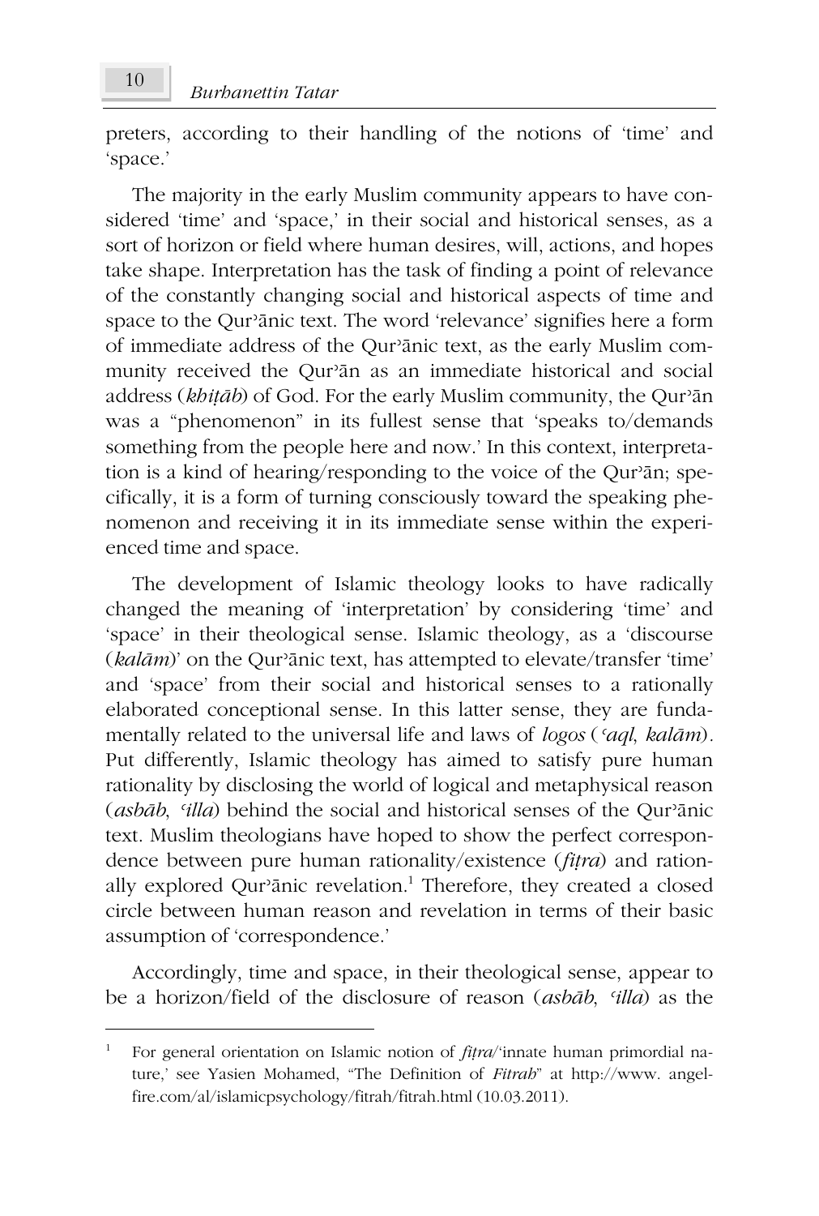preters, according to their handling of the notions of 'time' and 'space.'

The majority in the early Muslim community appears to have considered 'time' and 'space,' in their social and historical senses, as a sort of horizon or field where human desires, will, actions, and hopes take shape. Interpretation has the task of finding a point of relevance of the constantly changing social and historical aspects of time and space to the Qurʾānic text. The word 'relevance' signifies here a form of immediate address of the Qurʾānic text, as the early Muslim community received the Qurʾān as an immediate historical and social address (*khiṭāb*) of God. For the early Muslim community, the Qurʾān was a "phenomenon" in its fullest sense that 'speaks to/demands something from the people here and now.' In this context, interpretation is a kind of hearing/responding to the voice of the Qurʾān; specifically, it is a form of turning consciously toward the speaking phenomenon and receiving it in its immediate sense within the experienced time and space.

The development of Islamic theology looks to have radically changed the meaning of 'interpretation' by considering 'time' and 'space' in their theological sense. Islamic theology, as a 'discourse (*kalām*)' on the Qurʾānic text, has attempted to elevate/transfer 'time' and 'space' from their social and historical senses to a rationally elaborated conceptional sense. In this latter sense, they are fundamentally related to the universal life and laws of *logos* (*ʿaql*, *kalām*). Put differently, Islamic theology has aimed to satisfy pure human rationality by disclosing the world of logical and metaphysical reason (*asbāb*, *ʿilla*) behind the social and historical senses of the Qurʾānic text. Muslim theologians have hoped to show the perfect correspondence between pure human rationality/existence (*fiṭra*) and rationally explored Qurʾānic revelation.[1] Therefore, they created a closed circle between human reason and revelation in terms of their basic assumption of 'correspondence.'

Accordingly, time and space, in their theological sense, appear to be a horizon/field of the disclosure of reason (*asbāb*, *ʿilla*) as the

---

[1] For general orientation on Islamic notion of *fiṭra*/'innate human primordial nature,' see Yasien Mohamed, "The Definition of *Fitrah*" at http://www.angelfire.com/al/islamicpsychology/fitrah/fitrah.html (10.03.2011).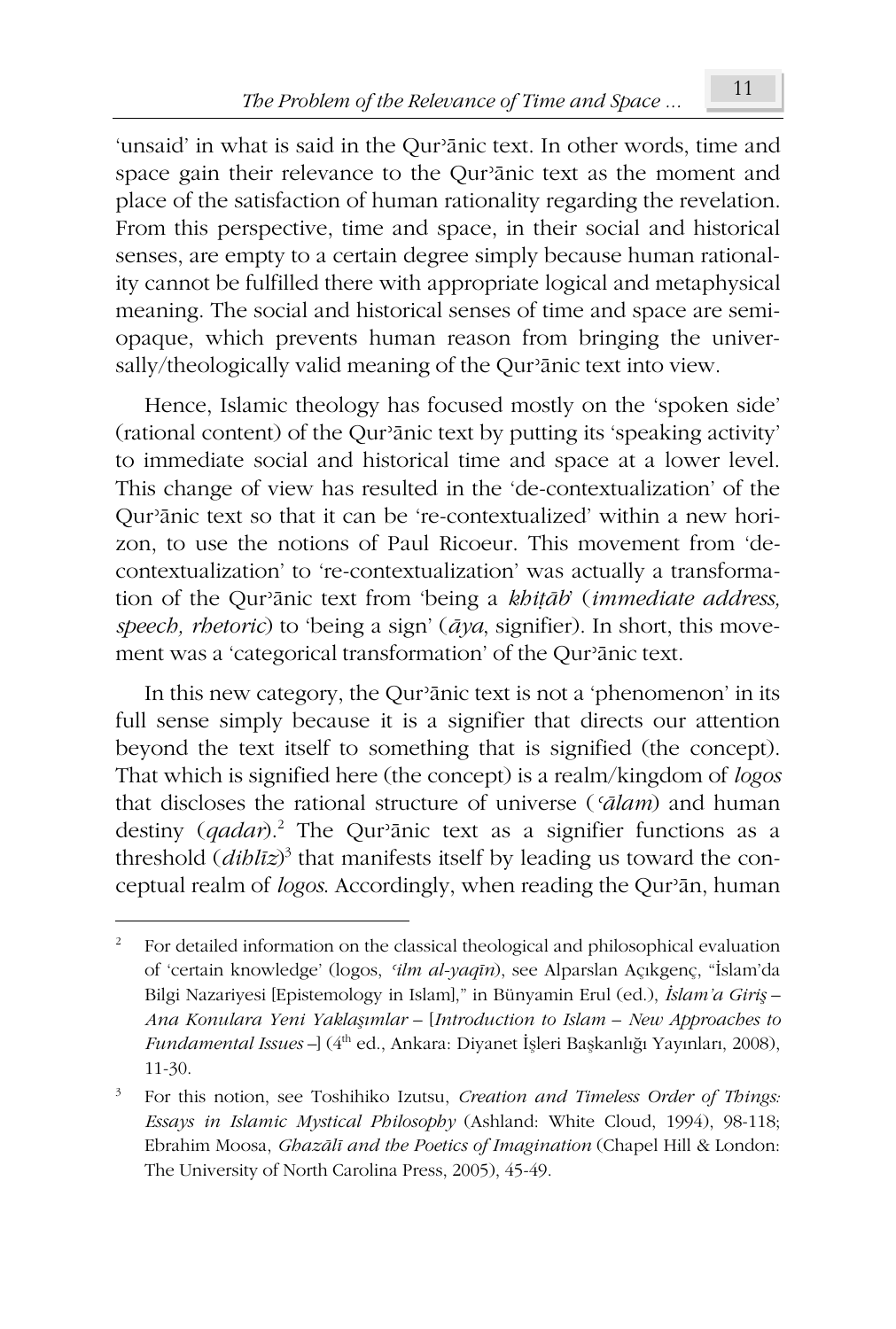'unsaid' in what is said in the Qur'ānic text. In other words, time and space gain their relevance to the Qur'ānic text as the moment and place of the satisfaction of human rationality regarding the revelation. From this perspective, time and space, in their social and historical senses, are empty to a certain degree simply because human rationality cannot be fulfilled there with appropriate logical and metaphysical meaning. The social and historical senses of time and space are semi-opaque, which prevents human reason from bringing the universally/theologically valid meaning of the Qur'ānic text into view.

Hence, Islamic theology has focused mostly on the 'spoken side' (rational content) of the Qur'ānic text by putting its 'speaking activity' to immediate social and historical time and space at a lower level. This change of view has resulted in the 'de-contextualization' of the Qur'ānic text so that it can be 're-contextualized' within a new horizon, to use the notions of Paul Ricoeur. This movement from 'de-contextualization' to 're-contextualization' was actually a transformation of the Qur'ānic text from 'being a *khiṭāb*' (*immediate address, speech, rhetoric*) to 'being a sign' (*āya*, signifier). In short, this movement was a 'categorical transformation' of the Qur'ānic text.

In this new category, the Qur'ānic text is not a 'phenomenon' in its full sense simply because it is a signifier that directs our attention beyond the text itself to something that is signified (the concept). That which is signified here (the concept) is a realm/kingdom of *logos* that discloses the rational structure of universe (*ʿālam*) and human destiny (*qadar*).[2] The Qur'ānic text as a signifier functions as a threshold (*dihlīz*)[3] that manifests itself by leading us toward the conceptual realm of *logos*. Accordingly, when reading the Qur'ān, human

---

[2] For detailed information on the classical theological and philosophical evaluation of 'certain knowledge' (logos, *ʿilm al-yaqīn*), see Alparslan Açıkgenç, "İslam'da Bilgi Nazariyesi [Epistemology in Islam]," in Bünyamin Erul (ed.), *İslam'a Giriş – Ana Konulara Yeni Yaklaşımlar* – [*Introduction to Islam – New Approaches to Fundamental Issues* –] (4th ed., Ankara: Diyanet İşleri Başkanlığı Yayınları, 2008), 11-30.

[3] For this notion, see Toshihiko Izutsu, *Creation and Timeless Order of Things: Essays in Islamic Mystical Philosophy* (Ashland: White Cloud, 1994), 98-118; Ebrahim Moosa, *Ghazālī and the Poetics of Imagination* (Chapel Hill & London: The University of North Carolina Press, 2005), 45-49.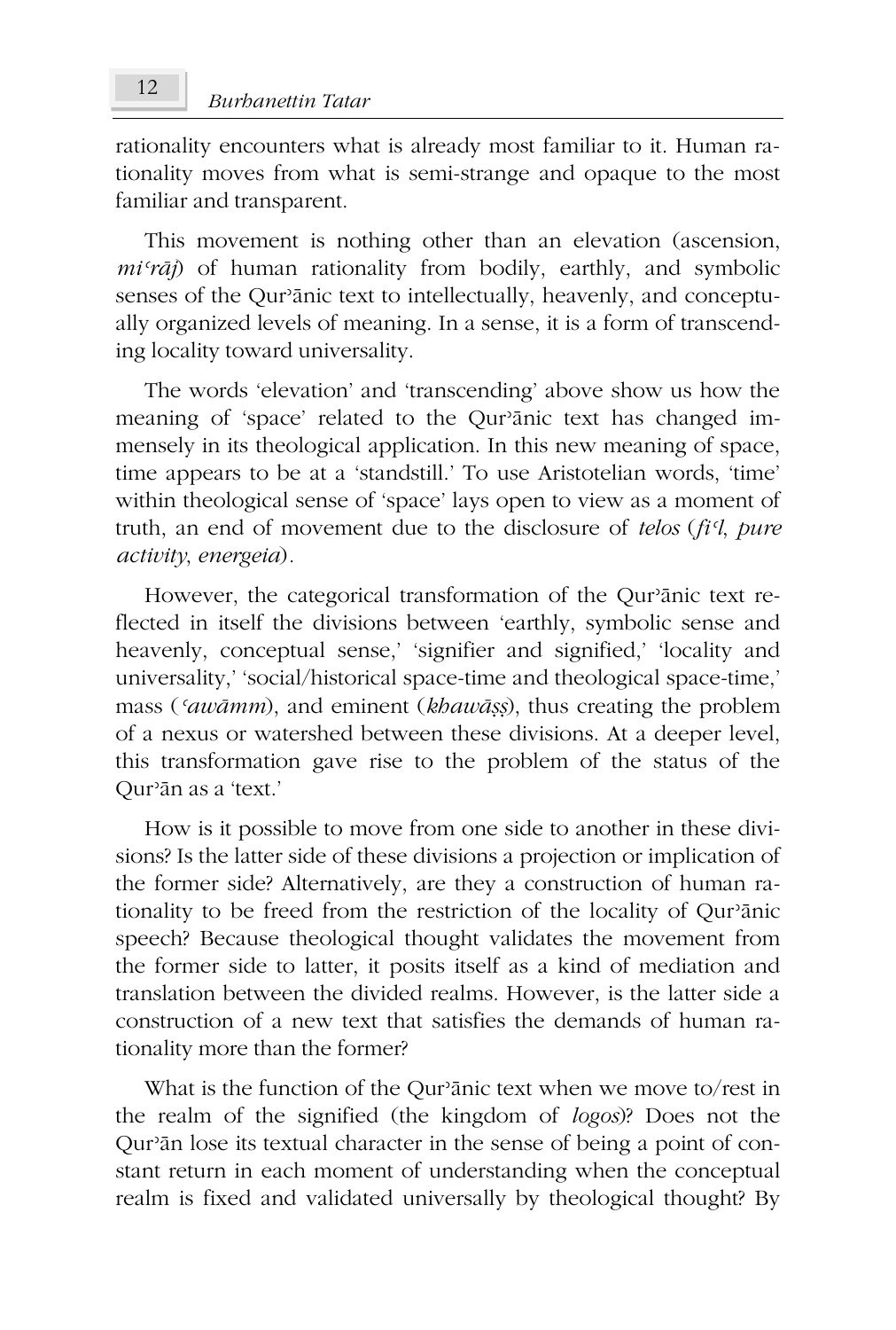rationality encounters what is already most familiar to it. Human rationality moves from what is semi-strange and opaque to the most familiar and transparent.

This movement is nothing other than an elevation (ascension, *miʿrāj*) of human rationality from bodily, earthly, and symbolic senses of the Qurʾānic text to intellectually, heavenly, and conceptually organized levels of meaning. In a sense, it is a form of transcending locality toward universality.

The words 'elevation' and 'transcending' above show us how the meaning of 'space' related to the Qurʾānic text has changed immensely in its theological application. In this new meaning of space, time appears to be at a 'standstill.' To use Aristotelian words, 'time' within theological sense of 'space' lays open to view as a moment of truth, an end of movement due to the disclosure of *telos* (*fiʿl*, *pure activity*, *energeia*).

However, the categorical transformation of the Qurʾānic text reflected in itself the divisions between 'earthly, symbolic sense and heavenly, conceptual sense,' 'signifier and signified,' 'locality and universality,' 'social/historical space-time and theological space-time,' mass (*ʿawāmm*), and eminent (*khawāṣṣ*), thus creating the problem of a nexus or watershed between these divisions. At a deeper level, this transformation gave rise to the problem of the status of the Qurʾān as a 'text.'

How is it possible to move from one side to another in these divisions? Is the latter side of these divisions a projection or implication of the former side? Alternatively, are they a construction of human rationality to be freed from the restriction of the locality of Qurʾānic speech? Because theological thought validates the movement from the former side to latter, it posits itself as a kind of mediation and translation between the divided realms. However, is the latter side a construction of a new text that satisfies the demands of human rationality more than the former?

What is the function of the Qurʾānic text when we move to/rest in the realm of the signified (the kingdom of *logos*)? Does not the Qurʾān lose its textual character in the sense of being a point of constant return in each moment of understanding when the conceptual realm is fixed and validated universally by theological thought? By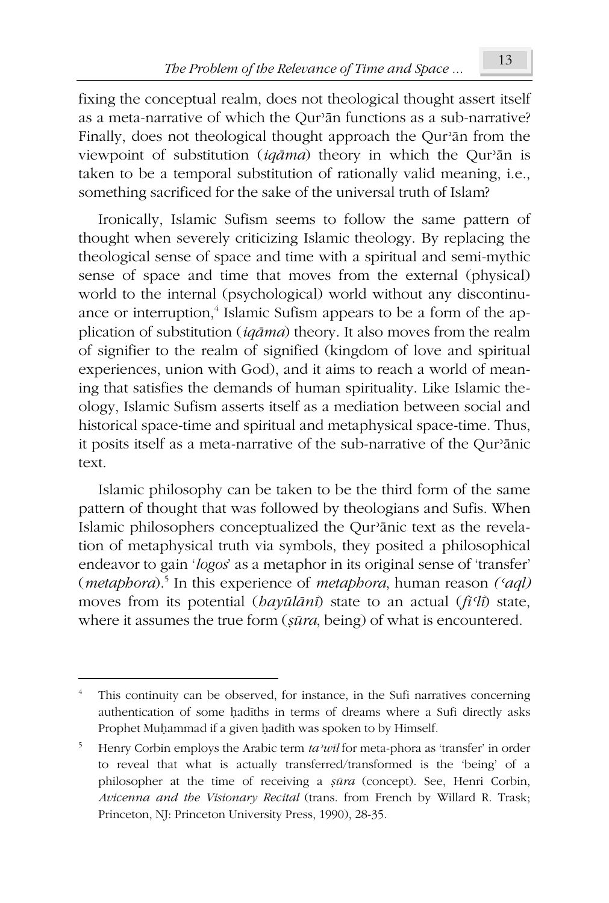fixing the conceptual realm, does not theological thought assert itself as a meta-narrative of which the Qurʾān functions as a sub-narrative? Finally, does not theological thought approach the Qurʾān from the viewpoint of substitution (*iqāma*) theory in which the Qurʾān is taken to be a temporal substitution of rationally valid meaning, i.e., something sacrificed for the sake of the universal truth of Islam?

Ironically, Islamic Sufism seems to follow the same pattern of thought when severely criticizing Islamic theology. By replacing the theological sense of space and time with a spiritual and semi-mythic sense of space and time that moves from the external (physical) world to the internal (psychological) world without any discontinuance or interruption,[4] Islamic Sufism appears to be a form of the application of substitution (*iqāma*) theory. It also moves from the realm of signifier to the realm of signified (kingdom of love and spiritual experiences, union with God), and it aims to reach a world of meaning that satisfies the demands of human spirituality. Like Islamic theology, Islamic Sufism asserts itself as a mediation between social and historical space-time and spiritual and metaphysical space-time. Thus, it posits itself as a meta-narrative of the sub-narrative of the Qurʾānic text.

Islamic philosophy can be taken to be the third form of the same pattern of thought that was followed by theologians and Sufis. When Islamic philosophers conceptualized the Qurʾānic text as the revelation of metaphysical truth via symbols, they posited a philosophical endeavor to gain '*logos*' as a metaphor in its original sense of 'transfer' (*metaphora*).[5] In this experience of *metaphora*, human reason *(ʿaql)* moves from its potential (*hayūlānī*) state to an actual (*fiʿlī*) state, where it assumes the true form (*ṣūra*, being) of what is encountered.

---

[4] This continuity can be observed, for instance, in the Sufi narratives concerning authentication of some ḥadīths in terms of dreams where a Sufi directly asks Prophet Muḥammad if a given ḥadīth was spoken to by Himself.

[5] Henry Corbin employs the Arabic term *taʾwīl* for meta-phora as 'transfer' in order to reveal that what is actually transferred/transformed is the 'being' of a philosopher at the time of receiving a *ṣūra* (concept). See, Henri Corbin, *Avicenna and the Visionary Recital* (trans. from French by Willard R. Trask; Princeton, NJ: Princeton University Press, 1990), 28-35.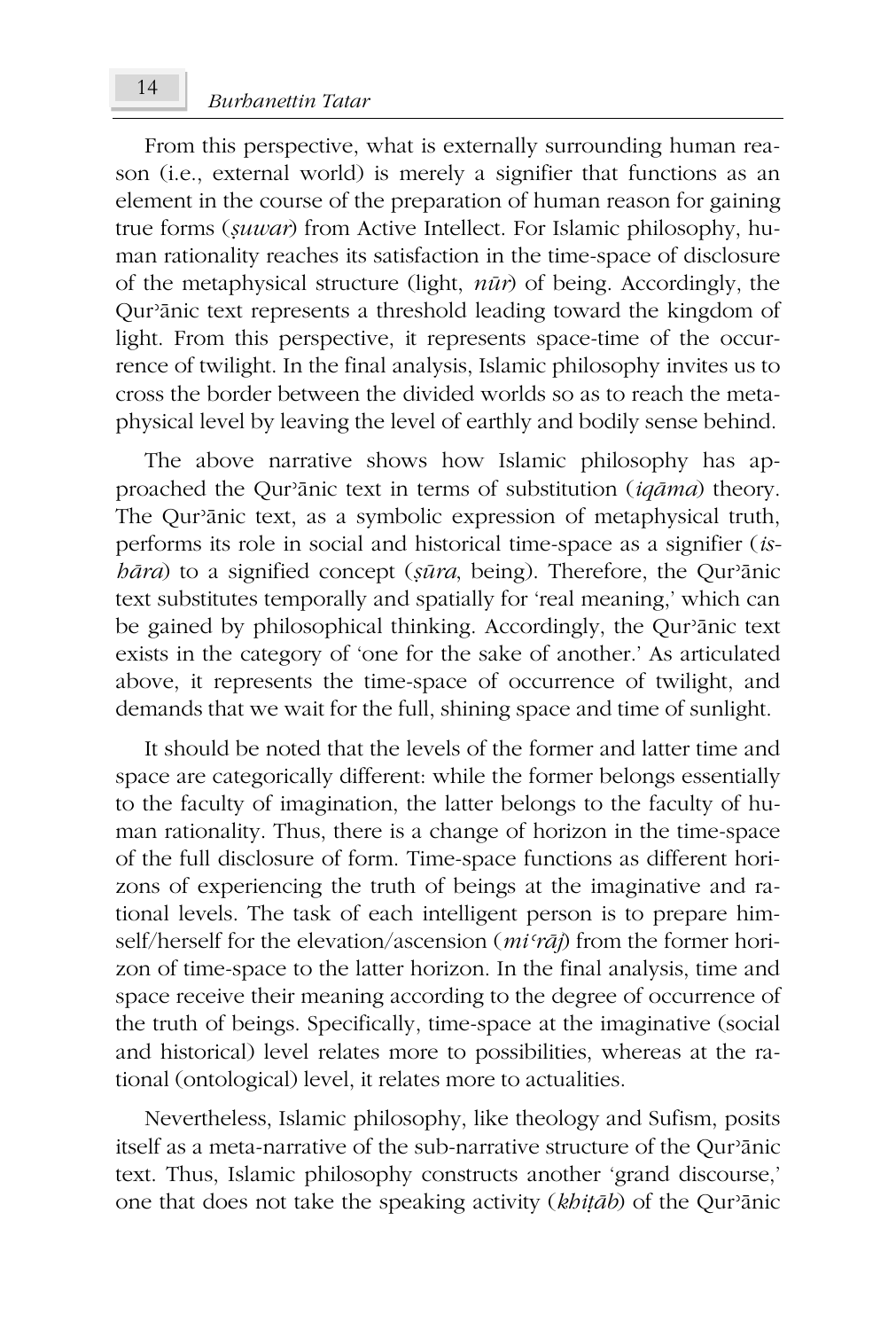From this perspective, what is externally surrounding human reason (i.e., external world) is merely a signifier that functions as an element in the course of the preparation of human reason for gaining true forms (*ṣuwar*) from Active Intellect. For Islamic philosophy, human rationality reaches its satisfaction in the time-space of disclosure of the metaphysical structure (light, *nūr*) of being. Accordingly, the Qurʾānic text represents a threshold leading toward the kingdom of light. From this perspective, it represents space-time of the occurrence of twilight. In the final analysis, Islamic philosophy invites us to cross the border between the divided worlds so as to reach the metaphysical level by leaving the level of earthly and bodily sense behind.

The above narrative shows how Islamic philosophy has approached the Qurʾānic text in terms of substitution (*iqāma*) theory. The Qurʾānic text, as a symbolic expression of metaphysical truth, performs its role in social and historical time-space as a signifier (*ishāra*) to a signified concept (*ṣūra*, being). Therefore, the Qurʾānic text substitutes temporally and spatially for 'real meaning,' which can be gained by philosophical thinking. Accordingly, the Qurʾānic text exists in the category of 'one for the sake of another.' As articulated above, it represents the time-space of occurrence of twilight, and demands that we wait for the full, shining space and time of sunlight.

It should be noted that the levels of the former and latter time and space are categorically different: while the former belongs essentially to the faculty of imagination, the latter belongs to the faculty of human rationality. Thus, there is a change of horizon in the time-space of the full disclosure of form. Time-space functions as different horizons of experiencing the truth of beings at the imaginative and rational levels. The task of each intelligent person is to prepare himself/herself for the elevation/ascension (*miʿrāj*) from the former horizon of time-space to the latter horizon. In the final analysis, time and space receive their meaning according to the degree of occurrence of the truth of beings. Specifically, time-space at the imaginative (social and historical) level relates more to possibilities, whereas at the rational (ontological) level, it relates more to actualities.

Nevertheless, Islamic philosophy, like theology and Sufism, posits itself as a meta-narrative of the sub-narrative structure of the Qurʾānic text. Thus, Islamic philosophy constructs another 'grand discourse,' one that does not take the speaking activity (*khiṭāb*) of the Qurʾānic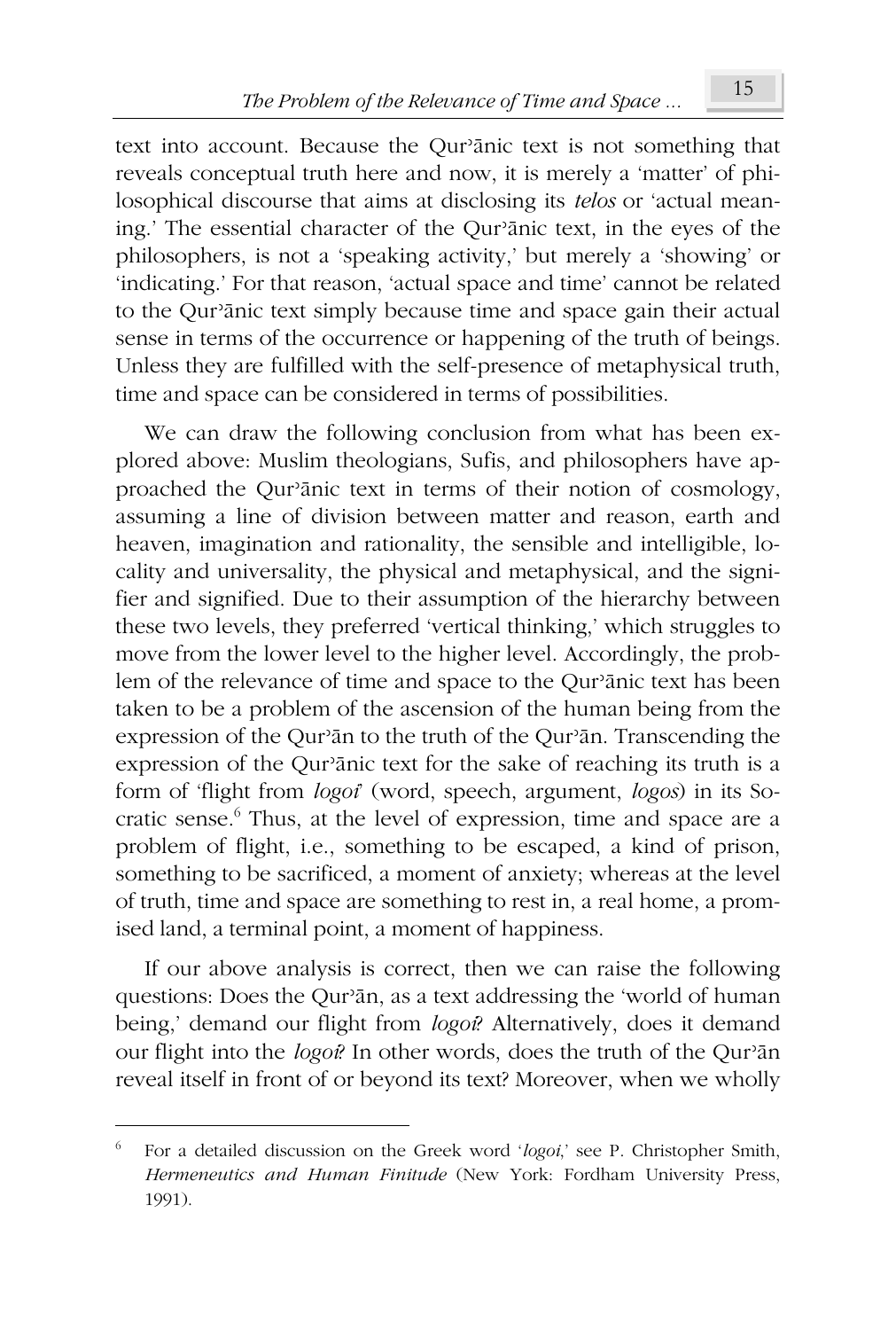text into account. Because the Qurʾānic text is not something that reveals conceptual truth here and now, it is merely a 'matter' of philosophical discourse that aims at disclosing its *telos* or 'actual meaning.' The essential character of the Qurʾānic text, in the eyes of the philosophers, is not a 'speaking activity,' but merely a 'showing' or 'indicating.' For that reason, 'actual space and time' cannot be related to the Qurʾānic text simply because time and space gain their actual sense in terms of the occurrence or happening of the truth of beings. Unless they are fulfilled with the self-presence of metaphysical truth, time and space can be considered in terms of possibilities.

We can draw the following conclusion from what has been explored above: Muslim theologians, Sufis, and philosophers have approached the Qurʾānic text in terms of their notion of cosmology, assuming a line of division between matter and reason, earth and heaven, imagination and rationality, the sensible and intelligible, locality and universality, the physical and metaphysical, and the signifier and signified. Due to their assumption of the hierarchy between these two levels, they preferred 'vertical thinking,' which struggles to move from the lower level to the higher level. Accordingly, the problem of the relevance of time and space to the Qurʾānic text has been taken to be a problem of the ascension of the human being from the expression of the Qurʾān to the truth of the Qurʾān. Transcending the expression of the Qurʾānic text for the sake of reaching its truth is a form of 'flight from *logoi*' (word, speech, argument, *logos*) in its Socratic sense.[6] Thus, at the level of expression, time and space are a problem of flight, i.e., something to be escaped, a kind of prison, something to be sacrificed, a moment of anxiety; whereas at the level of truth, time and space are something to rest in, a real home, a promised land, a terminal point, a moment of happiness.

If our above analysis is correct, then we can raise the following questions: Does the Qurʾān, as a text addressing the 'world of human being,' demand our flight from *logoi*? Alternatively, does it demand our flight into the *logoi*? In other words, does the truth of the Qurʾān reveal itself in front of or beyond its text? Moreover, when we wholly

---

[6] For a detailed discussion on the Greek word '*logoi*,' see P. Christopher Smith, *Hermeneutics and Human Finitude* (New York: Fordham University Press, 1991).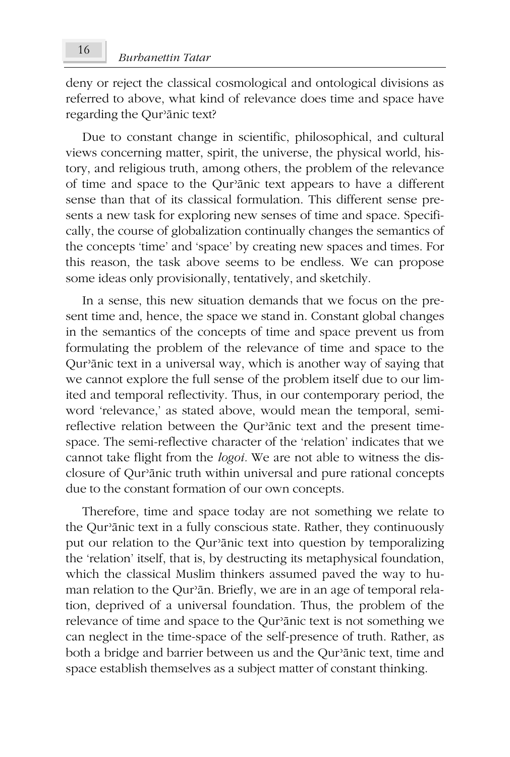deny or reject the classical cosmological and ontological divisions as referred to above, what kind of relevance does time and space have regarding the Qurʾānic text?

Due to constant change in scientific, philosophical, and cultural views concerning matter, spirit, the universe, the physical world, history, and religious truth, among others, the problem of the relevance of time and space to the Qurʾānic text appears to have a different sense than that of its classical formulation. This different sense presents a new task for exploring new senses of time and space. Specifically, the course of globalization continually changes the semantics of the concepts 'time' and 'space' by creating new spaces and times. For this reason, the task above seems to be endless. We can propose some ideas only provisionally, tentatively, and sketchily.

In a sense, this new situation demands that we focus on the present time and, hence, the space we stand in. Constant global changes in the semantics of the concepts of time and space prevent us from formulating the problem of the relevance of time and space to the Qurʾānic text in a universal way, which is another way of saying that we cannot explore the full sense of the problem itself due to our limited and temporal reflectivity. Thus, in our contemporary period, the word 'relevance,' as stated above, would mean the temporal, semi-reflective relation between the Qurʾānic text and the present time-space. The semi-reflective character of the 'relation' indicates that we cannot take flight from the *logoi*. We are not able to witness the disclosure of Qurʾānic truth within universal and pure rational concepts due to the constant formation of our own concepts.

Therefore, time and space today are not something we relate to the Qurʾānic text in a fully conscious state. Rather, they continuously put our relation to the Qurʾānic text into question by temporalizing the 'relation' itself, that is, by destructing its metaphysical foundation, which the classical Muslim thinkers assumed paved the way to human relation to the Qurʾān. Briefly, we are in an age of temporal relation, deprived of a universal foundation. Thus, the problem of the relevance of time and space to the Qurʾānic text is not something we can neglect in the time-space of the self-presence of truth. Rather, as both a bridge and barrier between us and the Qurʾānic text, time and space establish themselves as a subject matter of constant thinking.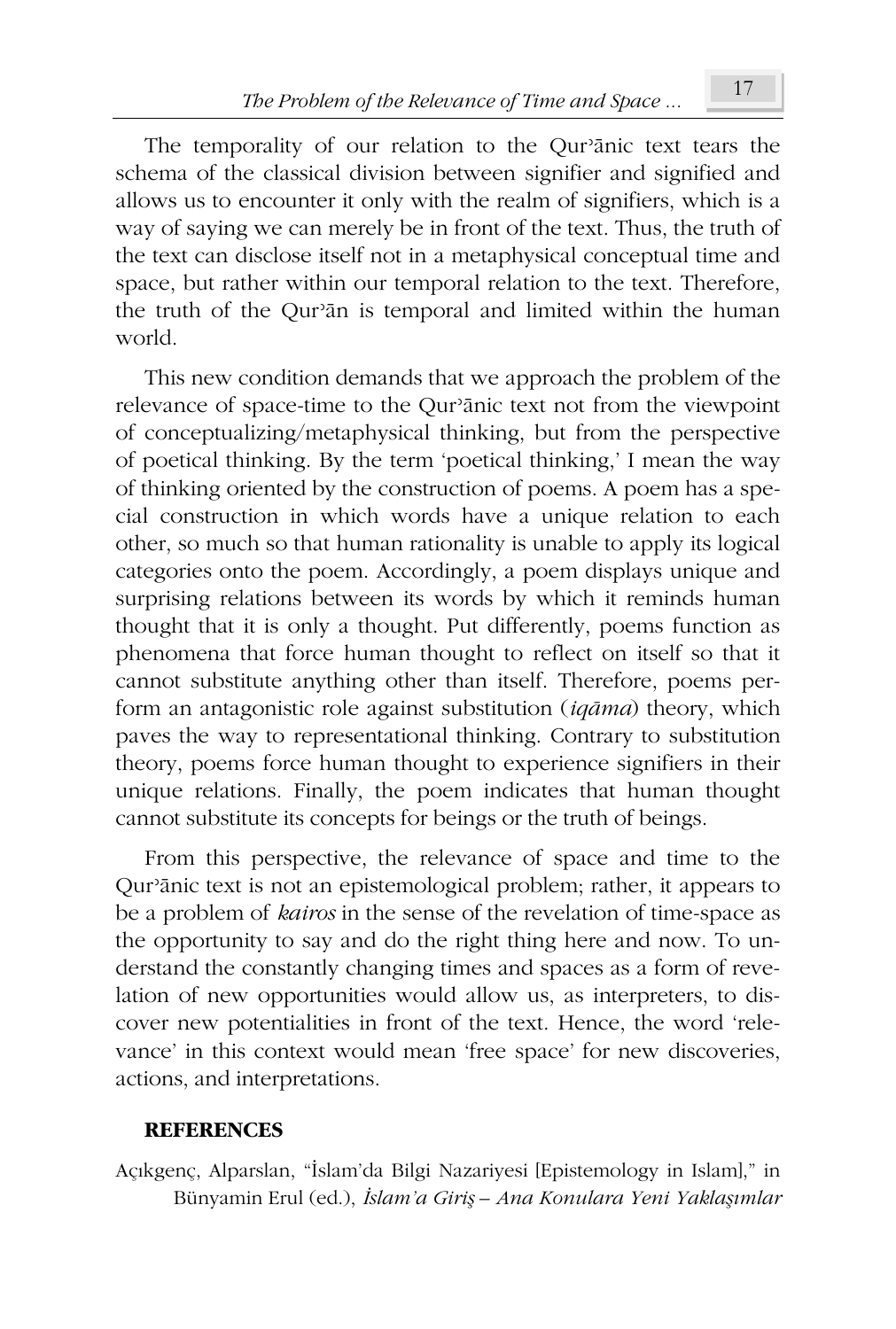The temporality of our relation to the Qurʾānic text tears the schema of the classical division between signifier and signified and allows us to encounter it only with the realm of signifiers, which is a way of saying we can merely be in front of the text. Thus, the truth of the text can disclose itself not in a metaphysical conceptual time and space, but rather within our temporal relation to the text. Therefore, the truth of the Qurʾān is temporal and limited within the human world.

This new condition demands that we approach the problem of the relevance of space-time to the Qurʾānic text not from the viewpoint of conceptualizing/metaphysical thinking, but from the perspective of poetical thinking. By the term 'poetical thinking,' I mean the way of thinking oriented by the construction of poems. A poem has a special construction in which words have a unique relation to each other, so much so that human rationality is unable to apply its logical categories onto the poem. Accordingly, a poem displays unique and surprising relations between its words by which it reminds human thought that it is only a thought. Put differently, poems function as phenomena that force human thought to reflect on itself so that it cannot substitute anything other than itself. Therefore, poems perform an antagonistic role against substitution (*iqāma*) theory, which paves the way to representational thinking. Contrary to substitution theory, poems force human thought to experience signifiers in their unique relations. Finally, the poem indicates that human thought cannot substitute its concepts for beings or the truth of beings.

From this perspective, the relevance of space and time to the Qurʾānic text is not an epistemological problem; rather, it appears to be a problem of *kairos* in the sense of the revelation of time-space as the opportunity to say and do the right thing here and now. To understand the constantly changing times and spaces as a form of revelation of new opportunities would allow us, as interpreters, to discover new potentialities in front of the text. Hence, the word 'relevance' in this context would mean 'free space' for new discoveries, actions, and interpretations.

## REFERENCES

Açıkgenç, Alparslan, "İslam'da Bilgi Nazariyesi [Epistemology in Islam]," in Bünyamin Erul (ed.), *İslam'a Giriş – Ana Konulara Yeni Yaklaşımlar*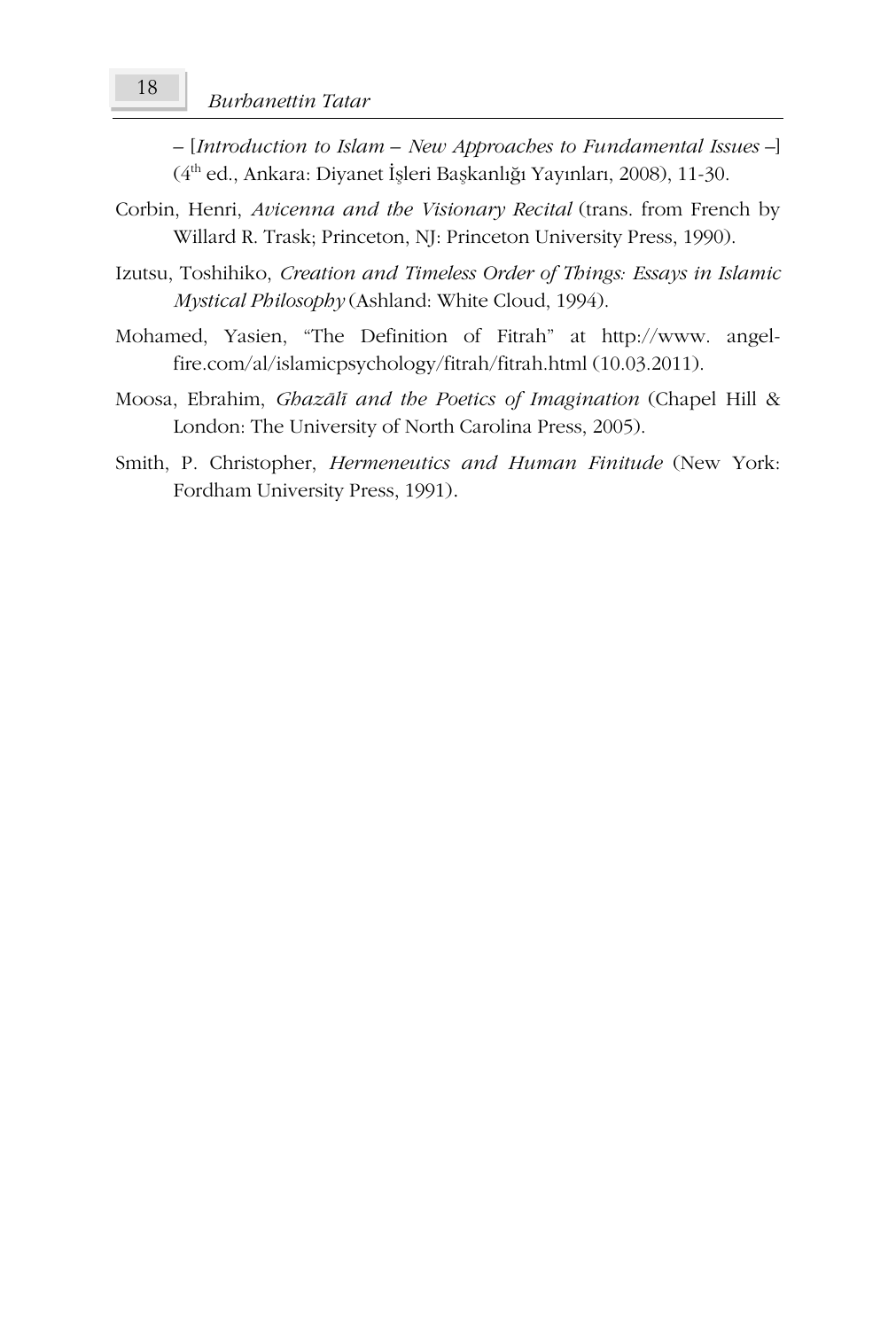– [*Introduction to Islam – New Approaches to Fundamental Issues* –] (4th ed., Ankara: Diyanet İşleri Başkanlığı Yayınları, 2008), 11-30.

Corbin, Henri, *Avicenna and the Visionary Recital* (trans. from French by Willard R. Trask; Princeton, NJ: Princeton University Press, 1990).

Izutsu, Toshihiko, *Creation and Timeless Order of Things: Essays in Islamic Mystical Philosophy* (Ashland: White Cloud, 1994).

Mohamed, Yasien, "The Definition of Fitrah" at http://www.angelfire.com/al/islamicpsychology/fitrah/fitrah.html (10.03.2011).

Moosa, Ebrahim, *Ghazālī and the Poetics of Imagination* (Chapel Hill & London: The University of North Carolina Press, 2005).

Smith, P. Christopher, *Hermeneutics and Human Finitude* (New York: Fordham University Press, 1991).